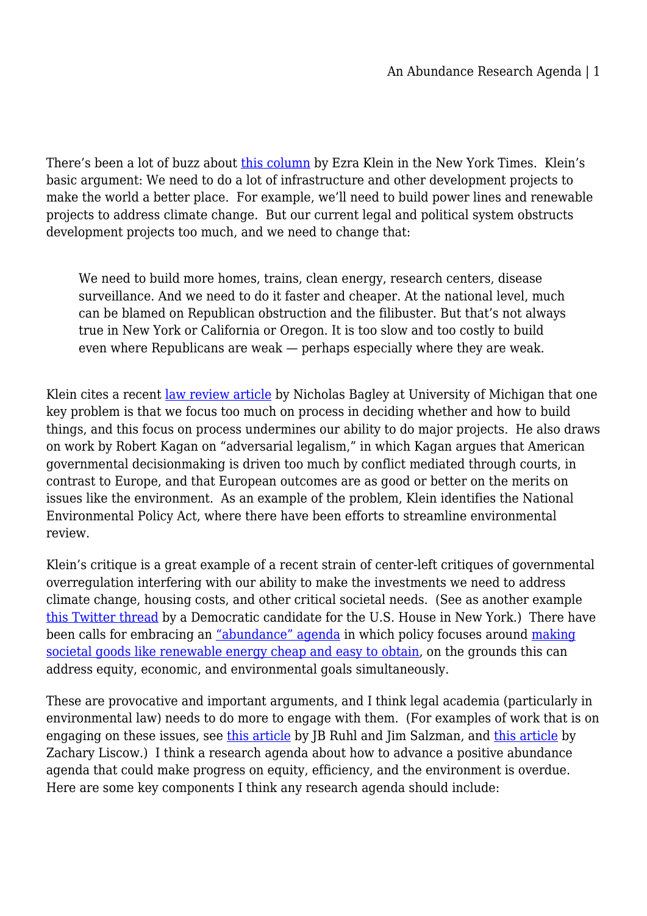There's been a lot of buzz about this column by Ezra Klein in the New York Times. Klein's basic argument: We need to do a lot of infrastructure and other development projects to make the world a better place. For example, we'll need to build power lines and renewable projects to address climate change. But our current legal and political system obstructs development projects too much, and we need to change that:

> We need to build more homes, trains, clean energy, research centers, disease surveillance. And we need to do it faster and cheaper. At the national level, much can be blamed on Republican obstruction and the filibuster. But that's not always true in New York or California or Oregon. It is too slow and too costly to build even where Republicans are weak — perhaps especially where they are weak.

Klein cites a recent law review article by Nicholas Bagley at University of Michigan that one key problem is that we focus too much on process in deciding whether and how to build things, and this focus on process undermines our ability to do major projects. He also draws on work by Robert Kagan on "adversarial legalism," in which Kagan argues that American governmental decisionmaking is driven too much by conflict mediated through courts, in contrast to Europe, and that European outcomes are as good or better on the merits on issues like the environment. As an example of the problem, Klein identifies the National Environmental Policy Act, where there have been efforts to streamline environmental review.

Klein's critique is a great example of a recent strain of center-left critiques of governmental overregulation interfering with our ability to make the investments we need to address climate change, housing costs, and other critical societal needs. (See as another example this Twitter thread by a Democratic candidate for the U.S. House in New York.) There have been calls for embracing an "abundance" agenda in which policy focuses around making societal goods like renewable energy cheap and easy to obtain, on the grounds this can address equity, economic, and environmental goals simultaneously.

These are provocative and important arguments, and I think legal academia (particularly in environmental law) needs to do more to engage with them. (For examples of work that is on engaging on these issues, see this article by JB Ruhl and Jim Salzman, and this article by Zachary Liscow.) I think a research agenda about how to advance a positive abundance agenda that could make progress on equity, efficiency, and the environment is overdue. Here are some key components I think any research agenda should include: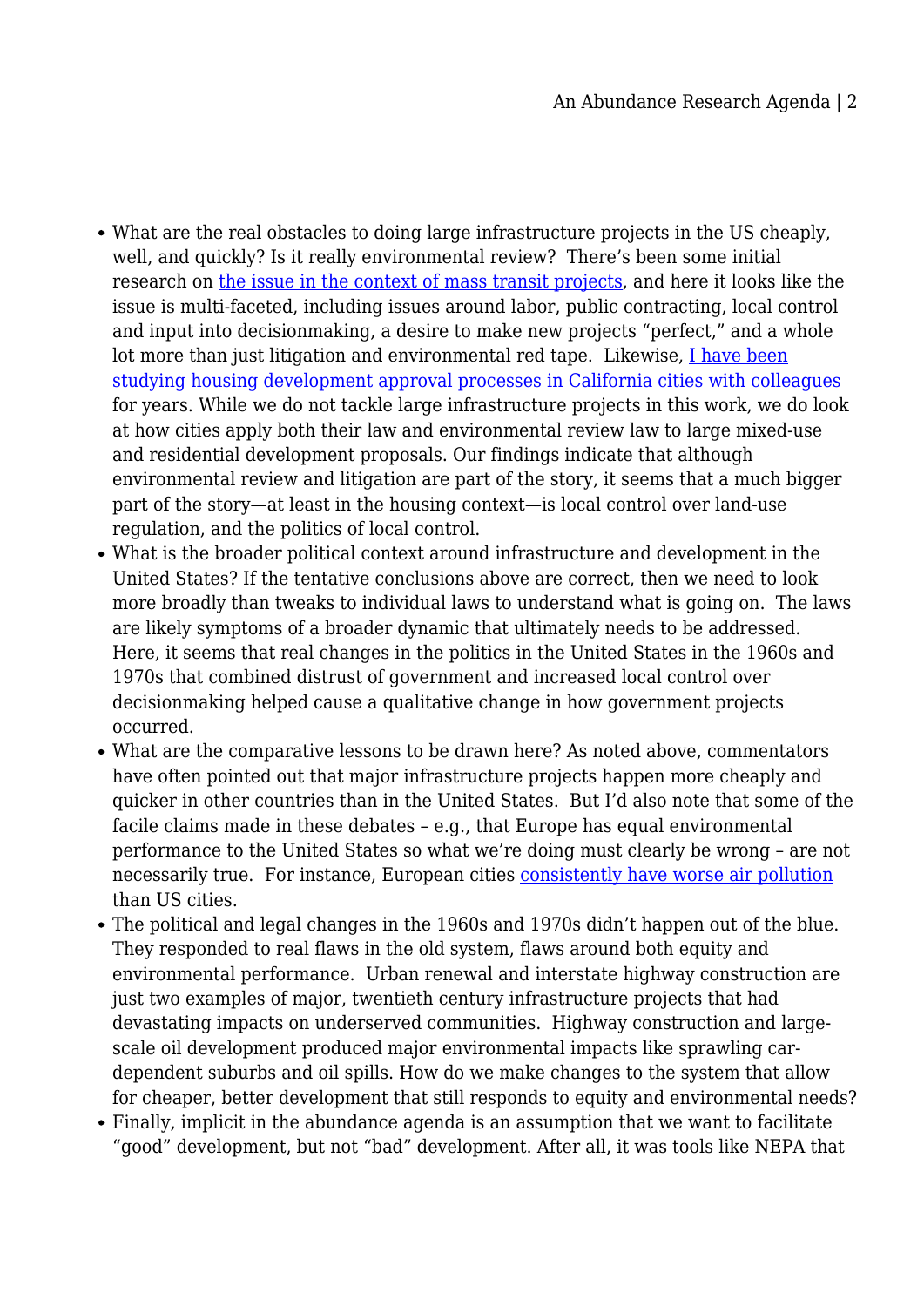- What are the real obstacles to doing large infrastructure projects in the US cheaply, well, and quickly? Is it really environmental review? There's been some initial research on the issue in the context of mass transit projects, and here it looks like the issue is multi-faceted, including issues around labor, public contracting, local control and input into decisionmaking, a desire to make new projects "perfect," and a whole lot more than just litigation and environmental red tape. Likewise, I have been studying housing development approval processes in California cities with colleagues for years. While we do not tackle large infrastructure projects in this work, we do look at how cities apply both their law and environmental review law to large mixed-use and residential development proposals. Our findings indicate that although environmental review and litigation are part of the story, it seems that a much bigger part of the story—at least in the housing context—is local control over land-use regulation, and the politics of local control.
- What is the broader political context around infrastructure and development in the United States? If the tentative conclusions above are correct, then we need to look more broadly than tweaks to individual laws to understand what is going on. The laws are likely symptoms of a broader dynamic that ultimately needs to be addressed. Here, it seems that real changes in the politics in the United States in the 1960s and 1970s that combined distrust of government and increased local control over decisionmaking helped cause a qualitative change in how government projects occurred.
- What are the comparative lessons to be drawn here? As noted above, commentators have often pointed out that major infrastructure projects happen more cheaply and quicker in other countries than in the United States. But I'd also note that some of the facile claims made in these debates – e.g., that Europe has equal environmental performance to the United States so what we're doing must clearly be wrong – are not necessarily true. For instance, European cities consistently have worse air pollution than US cities.
- The political and legal changes in the 1960s and 1970s didn't happen out of the blue. They responded to real flaws in the old system, flaws around both equity and environmental performance. Urban renewal and interstate highway construction are just two examples of major, twentieth century infrastructure projects that had devastating impacts on underserved communities. Highway construction and large-scale oil development produced major environmental impacts like sprawling car-dependent suburbs and oil spills. How do we make changes to the system that allow for cheaper, better development that still responds to equity and environmental needs?
- Finally, implicit in the abundance agenda is an assumption that we want to facilitate "good" development, but not "bad" development. After all, it was tools like NEPA that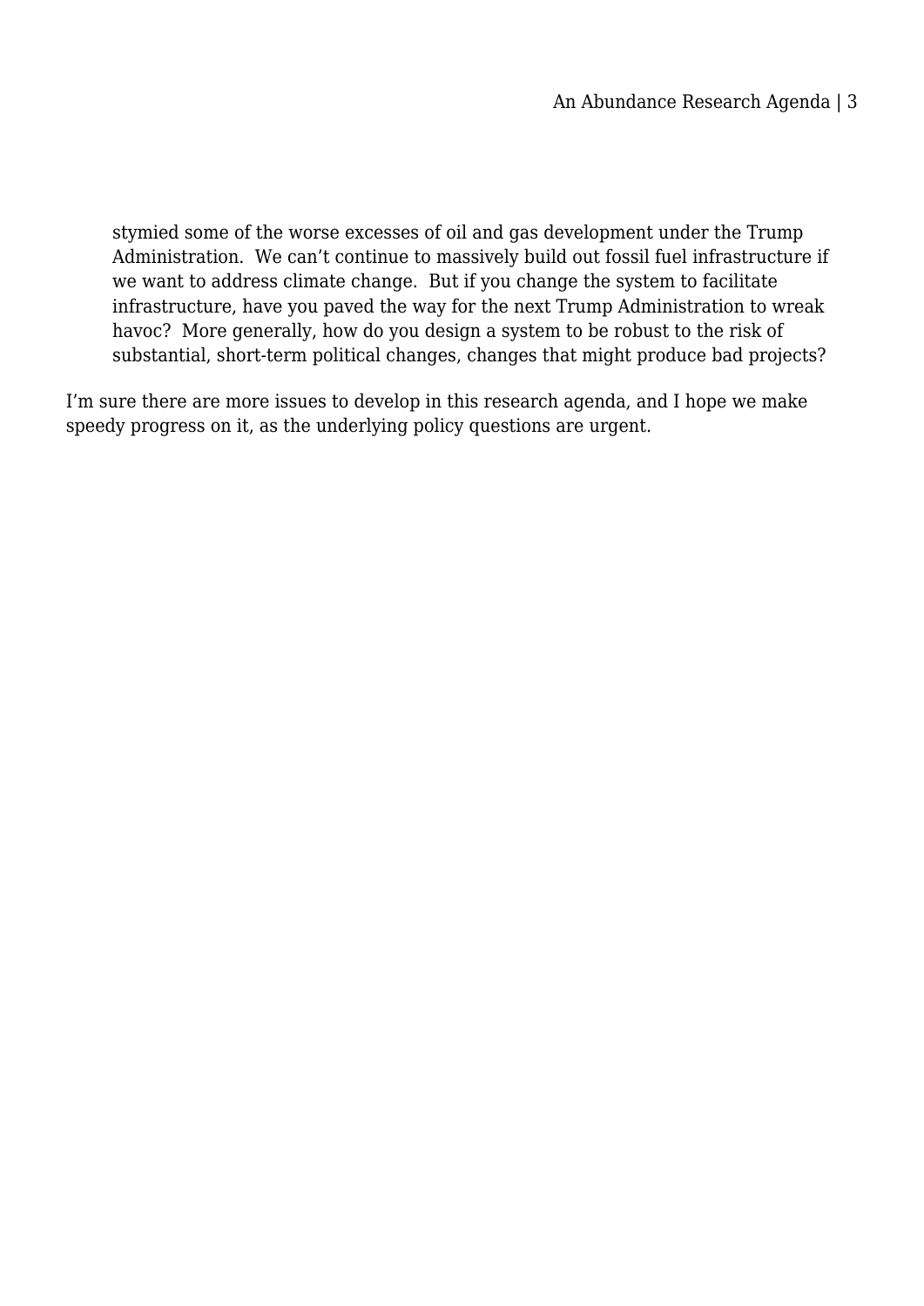stymied some of the worse excesses of oil and gas development under the Trump Administration. We can't continue to massively build out fossil fuel infrastructure if we want to address climate change. But if you change the system to facilitate infrastructure, have you paved the way for the next Trump Administration to wreak havoc? More generally, how do you design a system to be robust to the risk of substantial, short-term political changes, changes that might produce bad projects?

I'm sure there are more issues to develop in this research agenda, and I hope we make speedy progress on it, as the underlying policy questions are urgent.